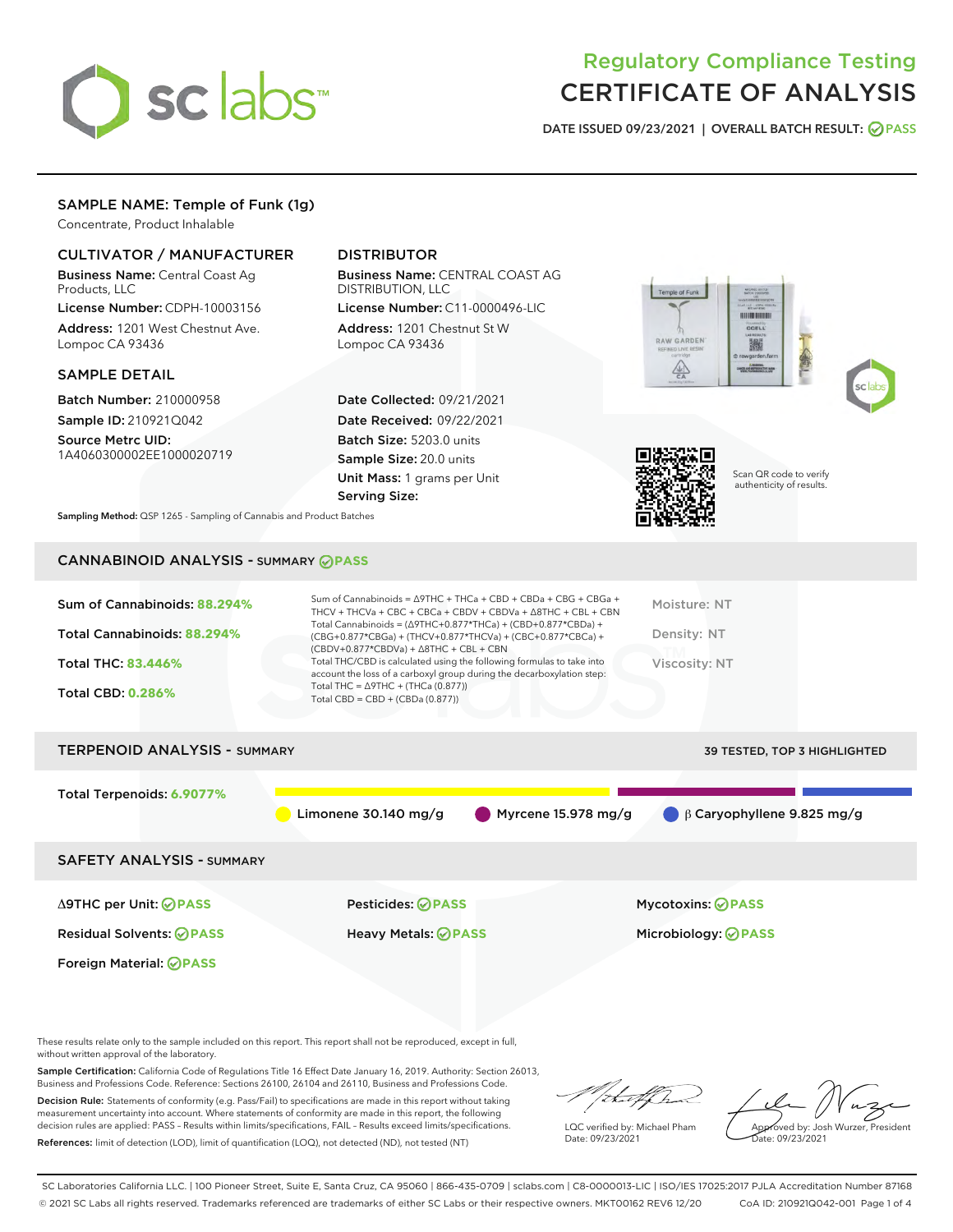# Regulatory Compliance Testing
# CERTIFICATE OF ANALYSIS

DATE ISSUED 09/23/2021 | OVERALL BATCH RESULT: PASS

## SAMPLE NAME: Temple of Funk (1g)

Concentrate, Product Inhalable

### CULTIVATOR / MANUFACTURER

**Business Name:** Central Coast Ag Products, LLC
**License Number:** CDPH-10003156
**Address:** 1201 West Chestnut Ave. Lompoc CA 93436

### DISTRIBUTOR

**Business Name:** CENTRAL COAST AG DISTRIBUTION, LLC
**License Number:** C11-0000496-LIC
**Address:** 1201 Chestnut St W Lompoc CA 93436

### SAMPLE DETAIL

**Batch Number:** 210000958
**Sample ID:** 210921Q042
**Source Metrc UID:** 1A4060300002EE1000020719

**Date Collected:** 09/21/2021
**Date Received:** 09/22/2021
**Batch Size:** 5203.0 units
**Sample Size:** 20.0 units
**Unit Mass:** 1 grams per Unit
**Serving Size:**

Scan QR code to verify authenticity of results.

**Sampling Method:** QSP 1265 - Sampling of Cannabis and Product Batches

## CANNABINOID ANALYSIS - SUMMARY PASS

Sum of Cannabinoids: **88.294%**
Total Cannabinoids: **88.294%**
Total THC: **83.446%**
Total CBD: **0.286%**

Sum of Cannabinoids = Δ9THC + THCa + CBD + CBDa + CBG + CBGa + THCV + THCVa + CBC + CBCa + CBDV + CBDVa + Δ8THC + CBL + CBN
Total Cannabinoids = (Δ9THC+0.877*THCa) + (CBD+0.877*CBDa) + (CBG+0.877*CBGa) + (THCV+0.877*THCVa) + (CBC+0.877*CBCa) + (CBDV+0.877*CBDVa) + Δ8THC + CBL + CBN
Total THC/CBD is calculated using the following formulas to take into account the loss of a carboxyl group during the decarboxylation step:
Total THC = Δ9THC + (THCa (0.877))
Total CBD = CBD + (CBDa (0.877))

Moisture: NT
Density: NT
Viscosity: NT

## TERPENOID ANALYSIS - SUMMARY

39 TESTED, TOP 3 HIGHLIGHTED

Total Terpenoids: **6.9077%**

Limonene 30.140 mg/g | Myrcene 15.978 mg/g | β Caryophyllene 9.825 mg/g

## SAFETY ANALYSIS - SUMMARY

Δ9THC per Unit: PASS
Pesticides: PASS
Mycotoxins: PASS
Residual Solvents: PASS
Heavy Metals: PASS
Microbiology: PASS
Foreign Material: PASS

These results relate only to the sample included on this report. This report shall not be reproduced, except in full, without written approval of the laboratory.

**Sample Certification:** California Code of Regulations Title 16 Effect Date January 16, 2019. Authority: Section 26013, Business and Professions Code. Reference: Sections 26100, 26104 and 26110, Business and Professions Code.

**Decision Rule:** Statements of conformity (e.g. Pass/Fail) to specifications are made in this report without taking measurement uncertainty into account. Where statements of conformity are made in this report, the following decision rules are applied: PASS – Results within limits/specifications, FAIL – Results exceed limits/specifications.

**References:** limit of detection (LOD), limit of quantification (LOQ), not detected (ND), not tested (NT)

LQC verified by: Michael Pham
Date: 09/23/2021

Approved by: Josh Wurzer, President
Date: 09/23/2021

SC Laboratories California LLC. | 100 Pioneer Street, Suite E, Santa Cruz, CA 95060 | 866-435-0709 | sclabs.com | C8-0000013-LIC | ISO/IES 17025:2017 PJLA Accreditation Number 87168
© 2021 SC Labs all rights reserved. Trademarks referenced are trademarks of either SC Labs or their respective owners. MKT00162 REV6 12/20 CoA ID: 210921Q042-001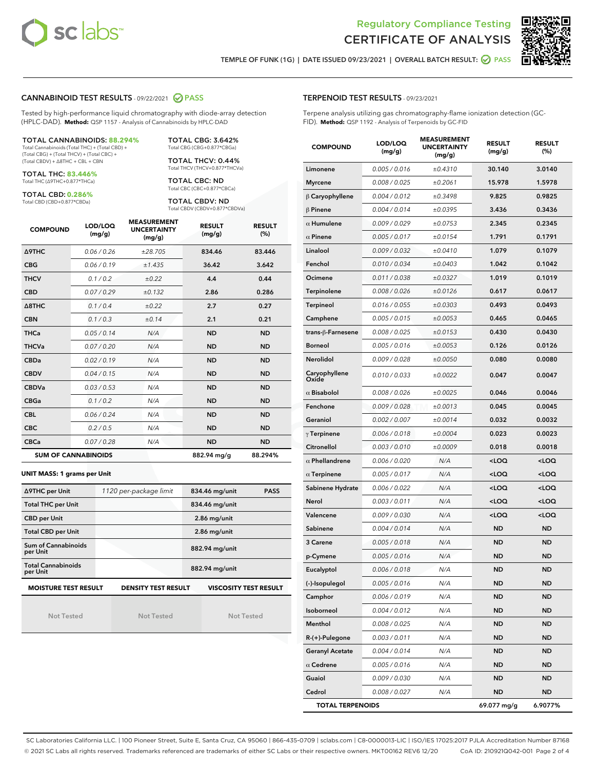Regulatory Compliance Testing

# CERTIFICATE OF ANALYSIS

TEMPLE OF FUNK (1G) | DATE ISSUED 09/23/2021 | OVERALL BATCH RESULT: PASS

## CANNABINOID TEST RESULTS - 09/22/2021 PASS

Tested by high-performance liquid chromatography with diode-array detection (HPLC-DAD). **Method:** QSP 1157 - Analysis of Cannabinoids by HPLC-DAD

**TOTAL CANNABINOIDS: 88.294%**
Total Cannabinoids (Total THC) + (Total CBD) + (Total CBG) + (Total THCV) + (Total CBC) + (Total CBDV) + Δ8THC + CBL + CBN

**TOTAL THC: 83.446%**
Total THC (Δ9THC+0.877*THCa)

**TOTAL CBD: 0.286%**
Total CBD (CBD+0.877*CBDa)

**TOTAL CBG: 3.642%**
Total CBG (CBG+0.877*CBGa)

**TOTAL THCV: 0.44%**
Total THCV (THCV+0.877*THCVa)

**TOTAL CBC: ND**
Total CBC (CBC+0.877*CBCa)

**TOTAL CBDV: ND**
Total CBDV (CBDV+0.877*CBDVa)

| COMPOUND | LOD/LOQ (mg/g) | MEASUREMENT UNCERTAINTY (mg/g) | RESULT (mg/g) | RESULT (%) |
|---|---|---|---|---|
| Δ9THC | 0.06 / 0.26 | ±28.705 | 834.46 | 83.446 |
| CBG | 0.06 / 0.19 | ±1.435 | 36.42 | 3.642 |
| THCV | 0.1 / 0.2 | ±0.22 | 4.4 | 0.44 |
| CBD | 0.07 / 0.29 | ±0.132 | 2.86 | 0.286 |
| Δ8THC | 0.1 / 0.4 | ±0.22 | 2.7 | 0.27 |
| CBN | 0.1 / 0.3 | ±0.14 | 2.1 | 0.21 |
| THCa | 0.05 / 0.14 | N/A | ND | ND |
| THCVa | 0.07 / 0.20 | N/A | ND | ND |
| CBDa | 0.02 / 0.19 | N/A | ND | ND |
| CBDV | 0.04 / 0.15 | N/A | ND | ND |
| CBDVa | 0.03 / 0.53 | N/A | ND | ND |
| CBGa | 0.1 / 0.2 | N/A | ND | ND |
| CBL | 0.06 / 0.24 | N/A | ND | ND |
| CBC | 0.2 / 0.5 | N/A | ND | ND |
| CBCa | 0.07 / 0.28 | N/A | ND | ND |
| **SUM OF CANNABINOIDS** | | | **882.94 mg/g** | **88.294%** |

**UNIT MASS: 1 grams per Unit**

| | | | |
|---|---|---|---|
| Δ9THC per Unit | 1120 per-package limit | 834.46 mg/unit | PASS |
| Total THC per Unit | | 834.46 mg/unit | |
| CBD per Unit | | 2.86 mg/unit | |
| Total CBD per Unit | | 2.86 mg/unit | |
| Sum of Cannabinoids per Unit | | 882.94 mg/unit | |
| Total Cannabinoids per Unit | | 882.94 mg/unit | |

| MOISTURE TEST RESULT | DENSITY TEST RESULT | VISCOSITY TEST RESULT |
|---|---|---|
| Not Tested | Not Tested | Not Tested |

## TERPENOID TEST RESULTS - 09/23/2021

Terpene analysis utilizing gas chromatography-flame ionization detection (GC-FID). **Method:** QSP 1192 - Analysis of Terpenoids by GC-FID

| COMPOUND | LOD/LOQ (mg/g) | MEASUREMENT UNCERTAINTY (mg/g) | RESULT (mg/g) | RESULT (%) |
|---|---|---|---|---|
| Limonene | 0.005 / 0.016 | ±0.4310 | 30.140 | 3.0140 |
| Myrcene | 0.008 / 0.025 | ±0.2061 | 15.978 | 1.5978 |
| β Caryophyllene | 0.004 / 0.012 | ±0.3498 | 9.825 | 0.9825 |
| β Pinene | 0.004 / 0.014 | ±0.0395 | 3.436 | 0.3436 |
| α Humulene | 0.009 / 0.029 | ±0.0753 | 2.345 | 0.2345 |
| α Pinene | 0.005 / 0.017 | ±0.0154 | 1.791 | 0.1791 |
| Linalool | 0.009 / 0.032 | ±0.0410 | 1.079 | 0.1079 |
| Fenchol | 0.010 / 0.034 | ±0.0403 | 1.042 | 0.1042 |
| Ocimene | 0.011 / 0.038 | ±0.0327 | 1.019 | 0.1019 |
| Terpinolene | 0.008 / 0.026 | ±0.0126 | 0.617 | 0.0617 |
| Terpineol | 0.016 / 0.055 | ±0.0303 | 0.493 | 0.0493 |
| Camphene | 0.005 / 0.015 | ±0.0053 | 0.465 | 0.0465 |
| trans-β-Farnesene | 0.008 / 0.025 | ±0.0153 | 0.430 | 0.0430 |
| Borneol | 0.005 / 0.016 | ±0.0053 | 0.126 | 0.0126 |
| Nerolidol | 0.009 / 0.028 | ±0.0050 | 0.080 | 0.0080 |
| Caryophyllene Oxide | 0.010 / 0.033 | ±0.0022 | 0.047 | 0.0047 |
| α Bisabolol | 0.008 / 0.026 | ±0.0025 | 0.046 | 0.0046 |
| Fenchone | 0.009 / 0.028 | ±0.0013 | 0.045 | 0.0045 |
| Geraniol | 0.002 / 0.007 | ±0.0014 | 0.032 | 0.0032 |
| γ Terpinene | 0.006 / 0.018 | ±0.0004 | 0.023 | 0.0023 |
| Citronellol | 0.003 / 0.010 | ±0.0009 | 0.018 | 0.0018 |
| α Phellandrene | 0.006 / 0.020 | N/A | <LOQ | <LOQ |
| α Terpinene | 0.005 / 0.017 | N/A | <LOQ | <LOQ |
| Sabinene Hydrate | 0.006 / 0.022 | N/A | <LOQ | <LOQ |
| Nerol | 0.003 / 0.011 | N/A | <LOQ | <LOQ |
| Valencene | 0.009 / 0.030 | N/A | <LOQ | <LOQ |
| Sabinene | 0.004 / 0.014 | N/A | ND | ND |
| 3 Carene | 0.005 / 0.018 | N/A | ND | ND |
| p-Cymene | 0.005 / 0.016 | N/A | ND | ND |
| Eucalyptol | 0.006 / 0.018 | N/A | ND | ND |
| (-)-Isopulegol | 0.005 / 0.016 | N/A | ND | ND |
| Camphor | 0.006 / 0.019 | N/A | ND | ND |
| Isoborneol | 0.004 / 0.012 | N/A | ND | ND |
| Menthol | 0.008 / 0.025 | N/A | ND | ND |
| R-(+)-Pulegone | 0.003 / 0.011 | N/A | ND | ND |
| Geranyl Acetate | 0.004 / 0.014 | N/A | ND | ND |
| α Cedrene | 0.005 / 0.016 | N/A | ND | ND |
| Guaiol | 0.009 / 0.030 | N/A | ND | ND |
| Cedrol | 0.008 / 0.027 | N/A | ND | ND |
| **TOTAL TERPENOIDS** | | | **69.077 mg/g** | **6.9077%** |

SC Laboratories California LLC. | 100 Pioneer Street, Suite E, Santa Cruz, CA 95060 | 866-435-0709 | sclabs.com | C8-0000013-LIC | ISO/IES 17025:2017 PJLA Accreditation Number 87168
© 2021 SC Labs all rights reserved. Trademarks referenced are trademarks of either SC Labs or their respective owners. MKT00162 REV6 12/20 CoA ID: 210921Q042-001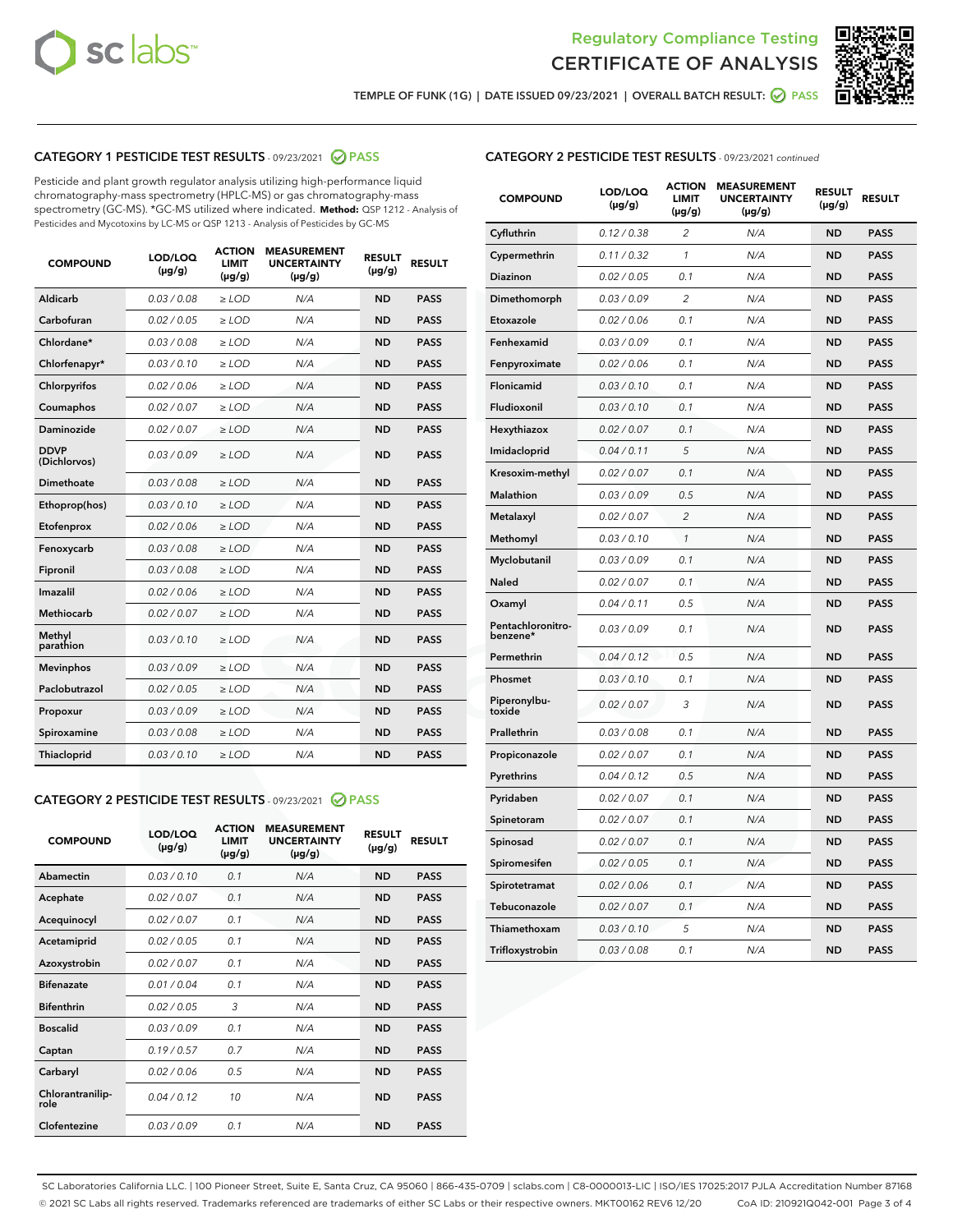Regulatory Compliance Testing
# CERTIFICATE OF ANALYSIS

TEMPLE OF FUNK (1G) | DATE ISSUED 09/23/2021 | OVERALL BATCH RESULT: PASS

## CATEGORY 1 PESTICIDE TEST RESULTS - 09/23/2021 PASS

Pesticide and plant growth regulator analysis utilizing high-performance liquid chromatography-mass spectrometry (HPLC-MS) or gas chromatography-mass spectrometry (GC-MS). *GC-MS utilized where indicated. **Method:** QSP 1212 - Analysis of Pesticides and Mycotoxins by LC-MS or QSP 1213 - Analysis of Pesticides by GC-MS

| COMPOUND | LOD/LOQ (µg/g) | ACTION LIMIT (µg/g) | MEASUREMENT UNCERTAINTY (µg/g) | RESULT (µg/g) | RESULT |
|---|---|---|---|---|---|
| Aldicarb | 0.03 / 0.08 | ≥ LOD | N/A | ND | PASS |
| Carbofuran | 0.02 / 0.05 | ≥ LOD | N/A | ND | PASS |
| Chlordane* | 0.03 / 0.08 | ≥ LOD | N/A | ND | PASS |
| Chlorfenapyr* | 0.03 / 0.10 | ≥ LOD | N/A | ND | PASS |
| Chlorpyrifos | 0.02 / 0.06 | ≥ LOD | N/A | ND | PASS |
| Coumaphos | 0.02 / 0.07 | ≥ LOD | N/A | ND | PASS |
| Daminozide | 0.02 / 0.07 | ≥ LOD | N/A | ND | PASS |
| DDVP (Dichlorvos) | 0.03 / 0.09 | ≥ LOD | N/A | ND | PASS |
| Dimethoate | 0.03 / 0.08 | ≥ LOD | N/A | ND | PASS |
| Ethoprop(hos) | 0.03 / 0.10 | ≥ LOD | N/A | ND | PASS |
| Etofenprox | 0.02 / 0.06 | ≥ LOD | N/A | ND | PASS |
| Fenoxycarb | 0.03 / 0.08 | ≥ LOD | N/A | ND | PASS |
| Fipronil | 0.03 / 0.08 | ≥ LOD | N/A | ND | PASS |
| Imazalil | 0.02 / 0.06 | ≥ LOD | N/A | ND | PASS |
| Methiocarb | 0.02 / 0.07 | ≥ LOD | N/A | ND | PASS |
| Methyl parathion | 0.03 / 0.10 | ≥ LOD | N/A | ND | PASS |
| Mevinphos | 0.03 / 0.09 | ≥ LOD | N/A | ND | PASS |
| Paclobutrazol | 0.02 / 0.05 | ≥ LOD | N/A | ND | PASS |
| Propoxur | 0.03 / 0.09 | ≥ LOD | N/A | ND | PASS |
| Spiroxamine | 0.03 / 0.08 | ≥ LOD | N/A | ND | PASS |
| Thiacloprid | 0.03 / 0.10 | ≥ LOD | N/A | ND | PASS |

## CATEGORY 2 PESTICIDE TEST RESULTS - 09/23/2021 PASS

| COMPOUND | LOD/LOQ (µg/g) | ACTION LIMIT (µg/g) | MEASUREMENT UNCERTAINTY (µg/g) | RESULT (µg/g) | RESULT |
|---|---|---|---|---|---|
| Abamectin | 0.03 / 0.10 | 0.1 | N/A | ND | PASS |
| Acephate | 0.02 / 0.07 | 0.1 | N/A | ND | PASS |
| Acequinocyl | 0.02 / 0.07 | 0.1 | N/A | ND | PASS |
| Acetamiprid | 0.02 / 0.05 | 0.1 | N/A | ND | PASS |
| Azoxystrobin | 0.02 / 0.07 | 0.1 | N/A | ND | PASS |
| Bifenazate | 0.01 / 0.04 | 0.1 | N/A | ND | PASS |
| Bifenthrin | 0.02 / 0.05 | 3 | N/A | ND | PASS |
| Boscalid | 0.03 / 0.09 | 0.1 | N/A | ND | PASS |
| Captan | 0.19 / 0.57 | 0.7 | N/A | ND | PASS |
| Carbaryl | 0.02 / 0.06 | 0.5 | N/A | ND | PASS |
| Chlorantraniliprole | 0.04 / 0.12 | 10 | N/A | ND | PASS |
| Clofentezine | 0.03 / 0.09 | 0.1 | N/A | ND | PASS |
| Cyfluthrin | 0.12 / 0.38 | 2 | N/A | ND | PASS |
| Cypermethrin | 0.11 / 0.32 | 1 | N/A | ND | PASS |
| Diazinon | 0.02 / 0.05 | 0.1 | N/A | ND | PASS |
| Dimethomorph | 0.03 / 0.09 | 2 | N/A | ND | PASS |
| Etoxazole | 0.02 / 0.06 | 0.1 | N/A | ND | PASS |
| Fenhexamid | 0.03 / 0.09 | 0.1 | N/A | ND | PASS |
| Fenpyroximate | 0.02 / 0.06 | 0.1 | N/A | ND | PASS |
| Flonicamid | 0.03 / 0.10 | 0.1 | N/A | ND | PASS |
| Fludioxonil | 0.03 / 0.10 | 0.1 | N/A | ND | PASS |
| Hexythiazox | 0.02 / 0.07 | 0.1 | N/A | ND | PASS |
| Imidacloprid | 0.04 / 0.11 | 5 | N/A | ND | PASS |
| Kresoxim-methyl | 0.02 / 0.07 | 0.1 | N/A | ND | PASS |
| Malathion | 0.03 / 0.09 | 0.5 | N/A | ND | PASS |
| Metalaxyl | 0.02 / 0.07 | 2 | N/A | ND | PASS |
| Methomyl | 0.03 / 0.10 | 1 | N/A | ND | PASS |
| Myclobutanil | 0.03 / 0.09 | 0.1 | N/A | ND | PASS |
| Naled | 0.02 / 0.07 | 0.1 | N/A | ND | PASS |
| Oxamyl | 0.04 / 0.11 | 0.5 | N/A | ND | PASS |
| Pentachloronitrobenzene* | 0.03 / 0.09 | 0.1 | N/A | ND | PASS |
| Permethrin | 0.04 / 0.12 | 0.5 | N/A | ND | PASS |
| Phosmet | 0.03 / 0.10 | 0.1 | N/A | ND | PASS |
| Piperonylbutoxide | 0.02 / 0.07 | 3 | N/A | ND | PASS |
| Prallethrin | 0.03 / 0.08 | 0.1 | N/A | ND | PASS |
| Propiconazole | 0.02 / 0.07 | 0.1 | N/A | ND | PASS |
| Pyrethrins | 0.04 / 0.12 | 0.5 | N/A | ND | PASS |
| Pyridaben | 0.02 / 0.07 | 0.1 | N/A | ND | PASS |
| Spinetoram | 0.02 / 0.07 | 0.1 | N/A | ND | PASS |
| Spinosad | 0.02 / 0.07 | 0.1 | N/A | ND | PASS |
| Spiromesifen | 0.02 / 0.05 | 0.1 | N/A | ND | PASS |
| Spirotetramat | 0.02 / 0.06 | 0.1 | N/A | ND | PASS |
| Tebuconazole | 0.02 / 0.07 | 0.1 | N/A | ND | PASS |
| Thiamethoxam | 0.03 / 0.10 | 5 | N/A | ND | PASS |
| Trifloxystrobin | 0.03 / 0.08 | 0.1 | N/A | ND | PASS |

SC Laboratories California LLC. | 100 Pioneer Street, Suite E, Santa Cruz, CA 95060 | 866-435-0709 | sclabs.com | C8-0000013-LIC | ISO/IES 17025:2017 PJLA Accreditation Number 87168
© 2021 SC Labs all rights reserved. Trademarks referenced are trademarks of either SC Labs or their respective owners. MKT00162 REV6 12/20 CoA ID: 210921Q042-001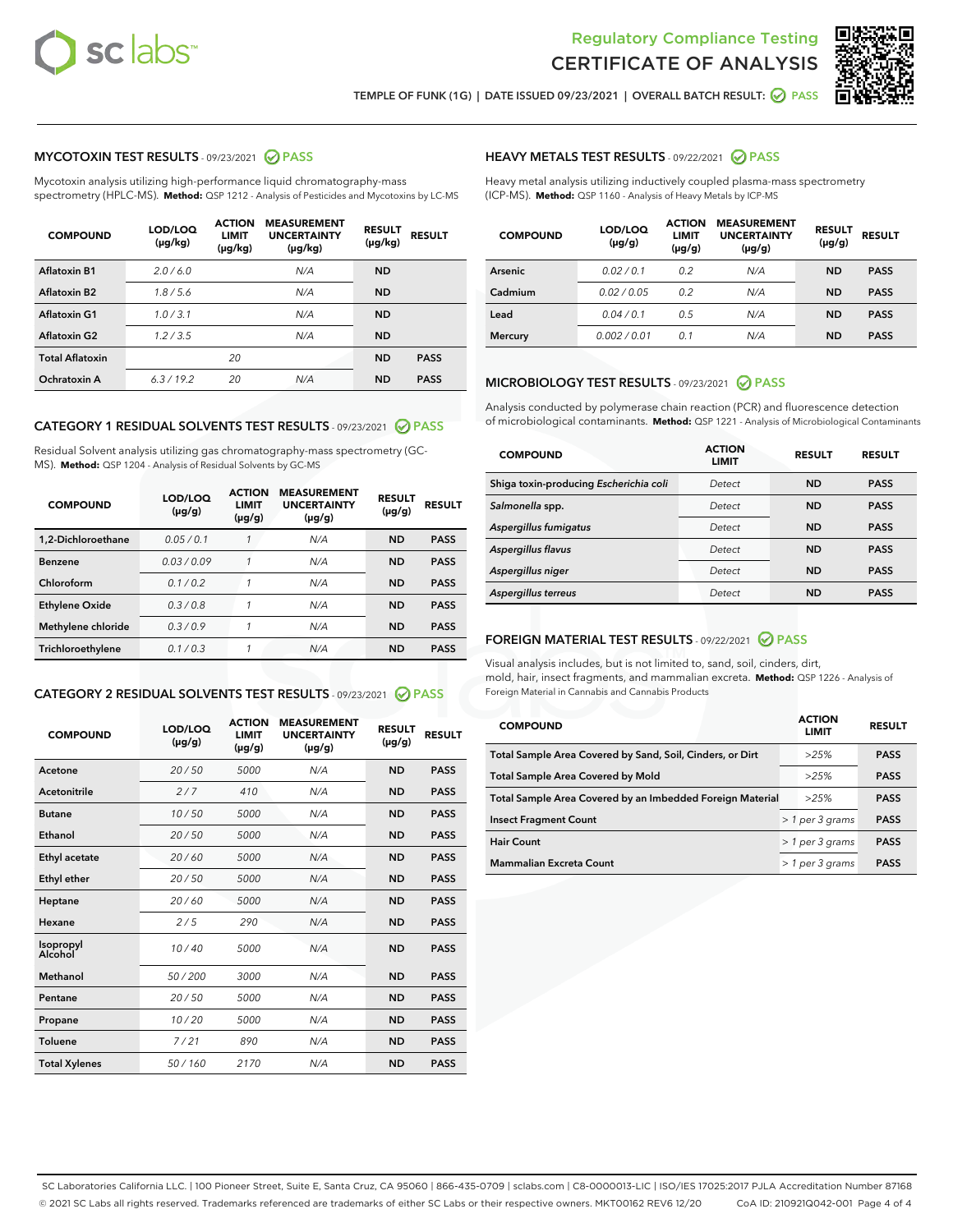Regulatory Compliance Testing

# CERTIFICATE OF ANALYSIS

TEMPLE OF FUNK (1G) | DATE ISSUED 09/23/2021 | OVERALL BATCH RESULT: PASS

## MYCOTOXIN TEST RESULTS - 09/23/2021 PASS

Mycotoxin analysis utilizing high-performance liquid chromatography-mass spectrometry (HPLC-MS). **Method:** QSP 1212 - Analysis of Pesticides and Mycotoxins by LC-MS

| COMPOUND | LOD/LOQ (µg/kg) | ACTION LIMIT (µg/kg) | MEASUREMENT UNCERTAINTY (µg/kg) | RESULT (µg/kg) | RESULT |
|---|---|---|---|---|---|
| Aflatoxin B1 | 2.0 / 6.0 | | N/A | ND | |
| Aflatoxin B2 | 1.8 / 5.6 | | N/A | ND | |
| Aflatoxin G1 | 1.0 / 3.1 | | N/A | ND | |
| Aflatoxin G2 | 1.2 / 3.5 | | N/A | ND | |
| Total Aflatoxin | | 20 | | ND | PASS |
| Ochratoxin A | 6.3 / 19.2 | 20 | N/A | ND | PASS |

## CATEGORY 1 RESIDUAL SOLVENTS TEST RESULTS - 09/23/2021 PASS

Residual Solvent analysis utilizing gas chromatography-mass spectrometry (GC-MS). **Method:** QSP 1204 - Analysis of Residual Solvents by GC-MS

| COMPOUND | LOD/LOQ (µg/g) | ACTION LIMIT (µg/g) | MEASUREMENT UNCERTAINTY (µg/g) | RESULT (µg/g) | RESULT |
|---|---|---|---|---|---|
| 1,2-Dichloroethane | 0.05 / 0.1 | 1 | N/A | ND | PASS |
| Benzene | 0.03 / 0.09 | 1 | N/A | ND | PASS |
| Chloroform | 0.1 / 0.2 | 1 | N/A | ND | PASS |
| Ethylene Oxide | 0.3 / 0.8 | 1 | N/A | ND | PASS |
| Methylene chloride | 0.3 / 0.9 | 1 | N/A | ND | PASS |
| Trichloroethylene | 0.1 / 0.3 | 1 | N/A | ND | PASS |

## CATEGORY 2 RESIDUAL SOLVENTS TEST RESULTS - 09/23/2021 PASS

| COMPOUND | LOD/LOQ (µg/g) | ACTION LIMIT (µg/g) | MEASUREMENT UNCERTAINTY (µg/g) | RESULT (µg/g) | RESULT |
|---|---|---|---|---|---|
| Acetone | 20 / 50 | 5000 | N/A | ND | PASS |
| Acetonitrile | 2 / 7 | 410 | N/A | ND | PASS |
| Butane | 10 / 50 | 5000 | N/A | ND | PASS |
| Ethanol | 20 / 50 | 5000 | N/A | ND | PASS |
| Ethyl acetate | 20 / 60 | 5000 | N/A | ND | PASS |
| Ethyl ether | 20 / 50 | 5000 | N/A | ND | PASS |
| Heptane | 20 / 60 | 5000 | N/A | ND | PASS |
| Hexane | 2 / 5 | 290 | N/A | ND | PASS |
| Isopropyl Alcohol | 10 / 40 | 5000 | N/A | ND | PASS |
| Methanol | 50 / 200 | 3000 | N/A | ND | PASS |
| Pentane | 20 / 50 | 5000 | N/A | ND | PASS |
| Propane | 10 / 20 | 5000 | N/A | ND | PASS |
| Toluene | 7 / 21 | 890 | N/A | ND | PASS |
| Total Xylenes | 50 / 160 | 2170 | N/A | ND | PASS |

## HEAVY METALS TEST RESULTS - 09/22/2021 PASS

Heavy metal analysis utilizing inductively coupled plasma-mass spectrometry (ICP-MS). **Method:** QSP 1160 - Analysis of Heavy Metals by ICP-MS

| COMPOUND | LOD/LOQ (µg/g) | ACTION LIMIT (µg/g) | MEASUREMENT UNCERTAINTY (µg/g) | RESULT (µg/g) | RESULT |
|---|---|---|---|---|---|
| Arsenic | 0.02 / 0.1 | 0.2 | N/A | ND | PASS |
| Cadmium | 0.02 / 0.05 | 0.2 | N/A | ND | PASS |
| Lead | 0.04 / 0.1 | 0.5 | N/A | ND | PASS |
| Mercury | 0.002 / 0.01 | 0.1 | N/A | ND | PASS |

## MICROBIOLOGY TEST RESULTS - 09/23/2021 PASS

Analysis conducted by polymerase chain reaction (PCR) and fluorescence detection of microbiological contaminants. **Method:** QSP 1221 - Analysis of Microbiological Contaminants

| COMPOUND | ACTION LIMIT | RESULT | RESULT |
|---|---|---|---|
| Shiga toxin-producing *Escherichia coli* | Detect | ND | PASS |
| *Salmonella* spp. | Detect | ND | PASS |
| *Aspergillus fumigatus* | Detect | ND | PASS |
| *Aspergillus flavus* | Detect | ND | PASS |
| *Aspergillus niger* | Detect | ND | PASS |
| *Aspergillus terreus* | Detect | ND | PASS |

## FOREIGN MATERIAL TEST RESULTS - 09/22/2021 PASS

Visual analysis includes, but is not limited to, sand, soil, cinders, dirt, mold, hair, insect fragments, and mammalian excreta. **Method:** QSP 1226 - Analysis of Foreign Material in Cannabis and Cannabis Products

| COMPOUND | ACTION LIMIT | RESULT |
|---|---|---|
| Total Sample Area Covered by Sand, Soil, Cinders, or Dirt | >25% | PASS |
| Total Sample Area Covered by Mold | >25% | PASS |
| Total Sample Area Covered by an Imbedded Foreign Material | >25% | PASS |
| Insect Fragment Count | > 1 per 3 grams | PASS |
| Hair Count | > 1 per 3 grams | PASS |
| Mammalian Excreta Count | > 1 per 3 grams | PASS |

SC Laboratories California LLC. | 100 Pioneer Street, Suite E, Santa Cruz, CA 95060 | 866-435-0709 | sclabs.com | C8-0000013-LIC | ISO/IES 17025:2017 PJLA Accreditation Number 87168
© 2021 SC Labs all rights reserved. Trademarks referenced are trademarks of either SC Labs or their respective owners. MKT00162 REV6 12/20 CoA ID: 210921Q042-001